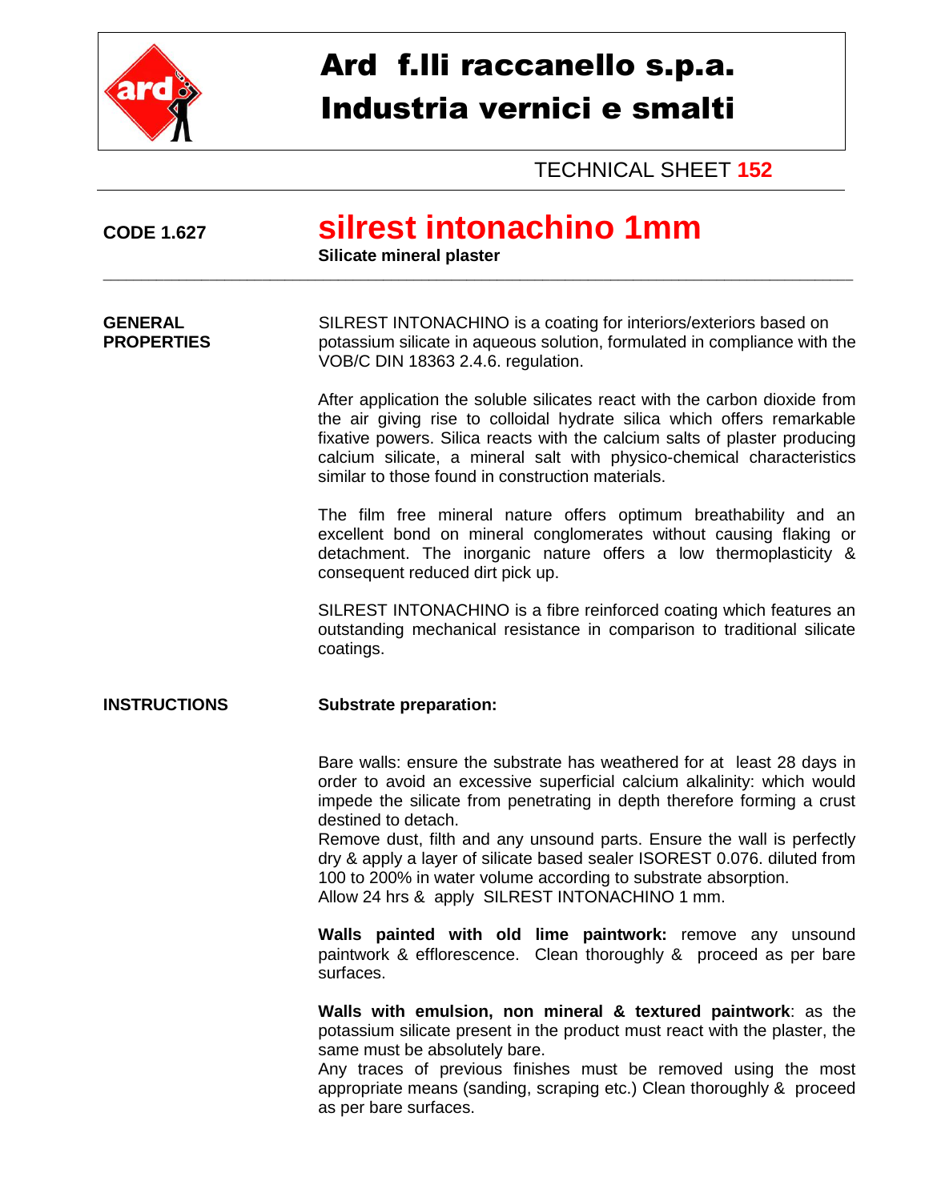# Ard f.lli raccanello s.p.a.
# Industria vernici e smalti

TECHNICAL SHEET **152**

**CODE 1.627**

## silrest intonachino 1mm

**Silicate mineral plaster**

---

**GENERAL PROPERTIES**

SILREST INTONACHINO is a coating for interiors/exteriors based on potassium silicate in aqueous solution, formulated in compliance with the VOB/C DIN 18363 2.4.6. regulation.

After application the soluble silicates react with the carbon dioxide from the air giving rise to colloidal hydrate silica which offers remarkable fixative powers. Silica reacts with the calcium salts of plaster producing calcium silicate, a mineral salt with physico-chemical characteristics similar to those found in construction materials.

The film free mineral nature offers optimum breathability and an excellent bond on mineral conglomerates without causing flaking or detachment. The inorganic nature offers a low thermoplasticity & consequent reduced dirt pick up.

SILREST INTONACHINO is a fibre reinforced coating which features an outstanding mechanical resistance in comparison to traditional silicate coatings.

**INSTRUCTIONS**

**Substrate preparation:**

Bare walls: ensure the substrate has weathered for at least 28 days in order to avoid an excessive superficial calcium alkalinity: which would impede the silicate from penetrating in depth therefore forming a crust destined to detach.
Remove dust, filth and any unsound parts. Ensure the wall is perfectly dry & apply a layer of silicate based sealer ISOREST 0.076. diluted from 100 to 200% in water volume according to substrate absorption.
Allow 24 hrs & apply SILREST INTONACHINO 1 mm.

**Walls painted with old lime paintwork:** remove any unsound paintwork & efflorescence. Clean thoroughly & proceed as per bare surfaces.

**Walls with emulsion, non mineral & textured paintwork**: as the potassium silicate present in the product must react with the plaster, the same must be absolutely bare.
Any traces of previous finishes must be removed using the most appropriate means (sanding, scraping etc.) Clean thoroughly & proceed as per bare surfaces.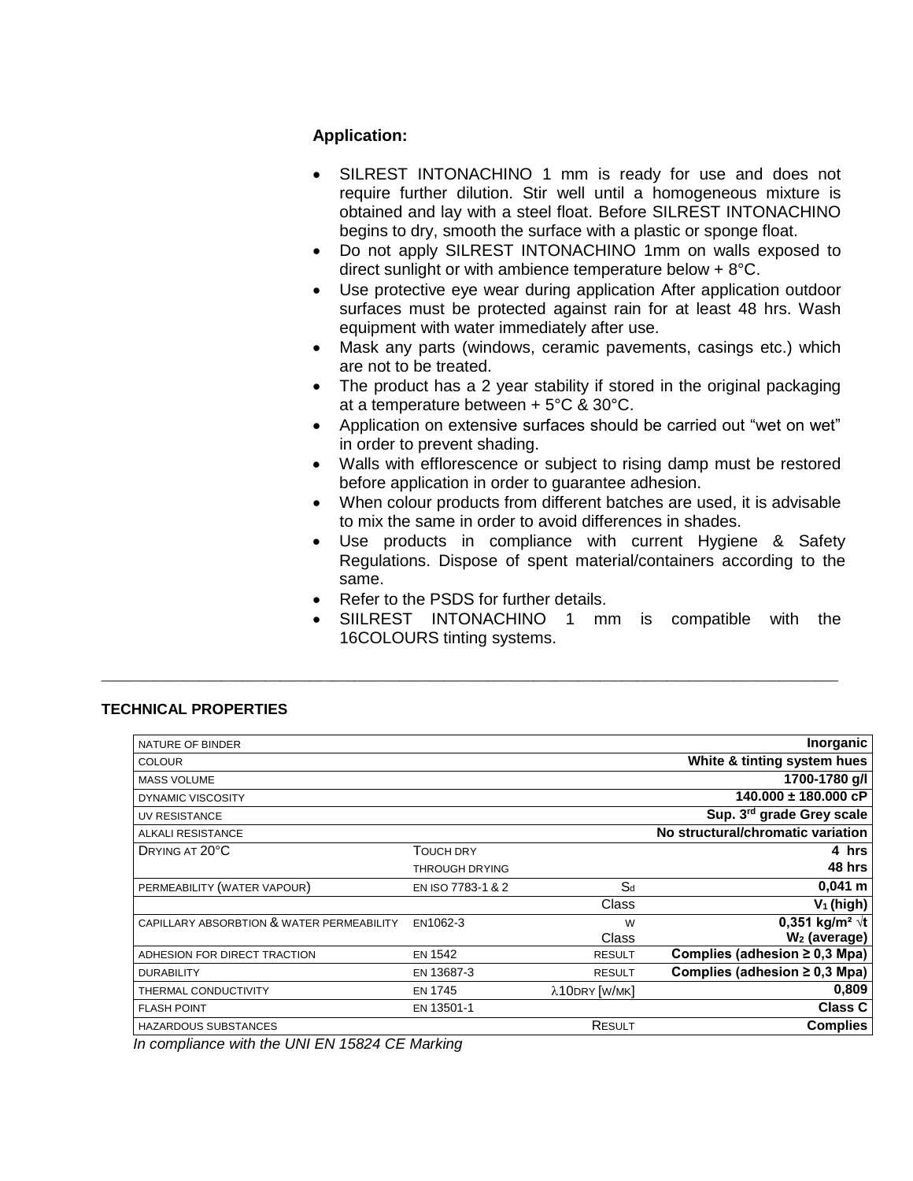**Application:**

- SILREST INTONACHINO 1 mm is ready for use and does not require further dilution. Stir well until a homogeneous mixture is obtained and lay with a steel float. Before SILREST INTONACHINO begins to dry, smooth the surface with a plastic or sponge float.
- Do not apply SILREST INTONACHINO 1mm on walls exposed to direct sunlight or with ambience temperature below + 8°C.
- Use protective eye wear during application After application outdoor surfaces must be protected against rain for at least 48 hrs. Wash equipment with water immediately after use.
- Mask any parts (windows, ceramic pavements, casings etc.) which are not to be treated.
- The product has a 2 year stability if stored in the original packaging at a temperature between + 5°C & 30°C.
- Application on extensive surfaces should be carried out "wet on wet" in order to prevent shading.
- Walls with efflorescence or subject to rising damp must be restored before application in order to guarantee adhesion.
- When colour products from different batches are used, it is advisable to mix the same in order to avoid differences in shades.
- Use products in compliance with current Hygiene & Safety Regulations. Dispose of spent material/containers according to the same.
- Refer to the PSDS for further details.
- SIILREST INTONACHINO 1 mm is compatible with the 16COLOURS tinting systems.

---

**TECHNICAL PROPERTIES**

| | | | |
|---|---|---|---|
| NATURE OF BINDER | | | **Inorganic** |
| COLOUR | | | **White & tinting system hues** |
| MASS VOLUME | | | **1700-1780 g/l** |
| DYNAMIC VISCOSITY | | | **140.000 ± 180.000 cP** |
| UV RESISTANCE | | | **Sup. 3rd grade Grey scale** |
| ALKALI RESISTANCE | | | **No structural/chromatic variation** |
| DRYING AT 20°C | TOUCH DRY | | **4 hrs** |
| | THROUGH DRYING | | **48 hrs** |
| PERMEABILITY (WATER VAPOUR) | EN ISO 7783-1 & 2 | $S_d$ | **0,041 m** |
| | | Class | **$V_1$ (high)** |
| CAPILLARY ABSORBTION & WATER PERMEABILITY | EN1062-3 | W | **0,351 kg/m² √t** |
| | | Class | **$W_2$ (average)** |
| ADHESION FOR DIRECT TRACTION | EN 1542 | RESULT | **Complies (adhesion ≥ 0,3 Mpa)** |
| DURABILITY | EN 13687-3 | RESULT | **Complies (adhesion ≥ 0,3 Mpa)** |
| THERMAL CONDUCTIVITY | EN 1745 | $\lambda$10DRY [W/MK] | **0,809** |
| FLASH POINT | EN 13501-1 | | **Class C** |
| HAZARDOUS SUBSTANCES | | RESULT | **Complies** |

*In compliance with the UNI EN 15824 CE Marking*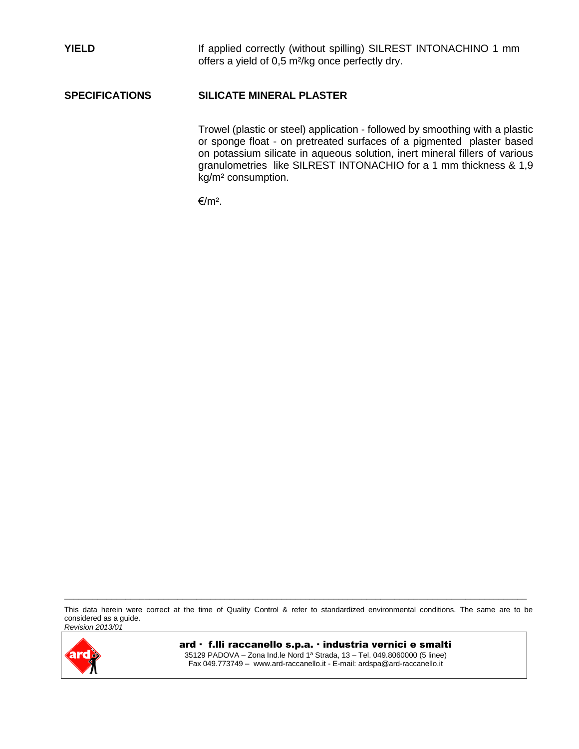**YIELD**

If applied correctly (without spilling) SILREST INTONACHINO 1 mm offers a yield of 0,5 m²/kg once perfectly dry.

**SPECIFICATIONS**

**SILICATE MINERAL PLASTER**

Trowel (plastic or steel) application - followed by smoothing with a plastic or sponge float - on pretreated surfaces of a pigmented plaster based on potassium silicate in aqueous solution, inert mineral fillers of various granulometries like SILREST INTONACHIO for a 1 mm thickness & 1,9 kg/m² consumption.

€/m².

This data herein were correct at the time of Quality Control & refer to standardized environmental conditions. The same are to be considered as a guide.

*Revision 2013/01*

**ard · f.lli raccanello s.p.a. · industria vernici e smalti**

35129 PADOVA – Zona Ind.le Nord 1ª Strada, 13 – Tel. 049.8060000 (5 linee)
Fax 049.773749 – www.ard-raccanello.it - E-mail: ardspa@ard-raccanello.it